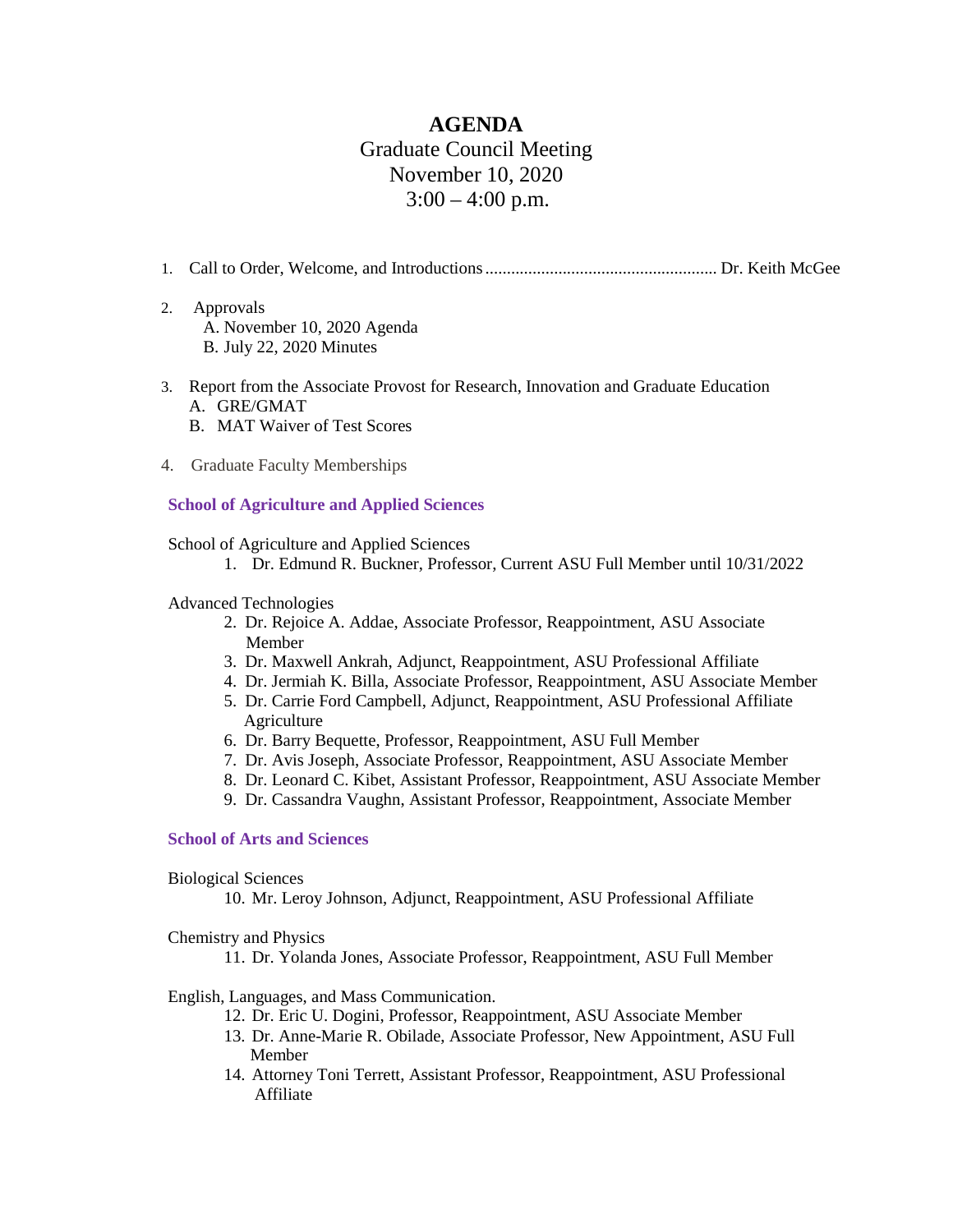# AGENDA

## Graduate Council Meeting
## November 10, 2020
## 3:00 – 4:00 p.m.

1. Call to Order, Welcome, and Introductions...................................................... Dr. Keith McGee

2. Approvals
   - A. November 10, 2020 Agenda
   - B. July 22, 2020 Minutes

3. Report from the Associate Provost for Research, Innovation and Graduate Education
   - A. GRE/GMAT
   - B. MAT Waiver of Test Scores

4. Graduate Faculty Memberships

**School of Agriculture and Applied Sciences**

School of Agriculture and Applied Sciences

1. Dr. Edmund R. Buckner, Professor, Current ASU Full Member until 10/31/2022

Advanced Technologies

2. Dr. Rejoice A. Addae, Associate Professor, Reappointment, ASU Associate Member
3. Dr. Maxwell Ankrah, Adjunct, Reappointment, ASU Professional Affiliate
4. Dr. Jermiah K. Billa, Associate Professor, Reappointment, ASU Associate Member
5. Dr. Carrie Ford Campbell, Adjunct, Reappointment, ASU Professional Affiliate

Agriculture

6. Dr. Barry Bequette, Professor, Reappointment, ASU Full Member
7. Dr. Avis Joseph, Associate Professor, Reappointment, ASU Associate Member
8. Dr. Leonard C. Kibet, Assistant Professor, Reappointment, ASU Associate Member
9. Dr. Cassandra Vaughn, Assistant Professor, Reappointment, Associate Member

**School of Arts and Sciences**

Biological Sciences

10. Mr. Leroy Johnson, Adjunct, Reappointment, ASU Professional Affiliate

Chemistry and Physics

11. Dr. Yolanda Jones, Associate Professor, Reappointment, ASU Full Member

English, Languages, and Mass Communication.

12. Dr. Eric U. Dogini, Professor, Reappointment, ASU Associate Member
13. Dr. Anne-Marie R. Obilade, Associate Professor, New Appointment, ASU Full Member
14. Attorney Toni Terrett, Assistant Professor, Reappointment, ASU Professional Affiliate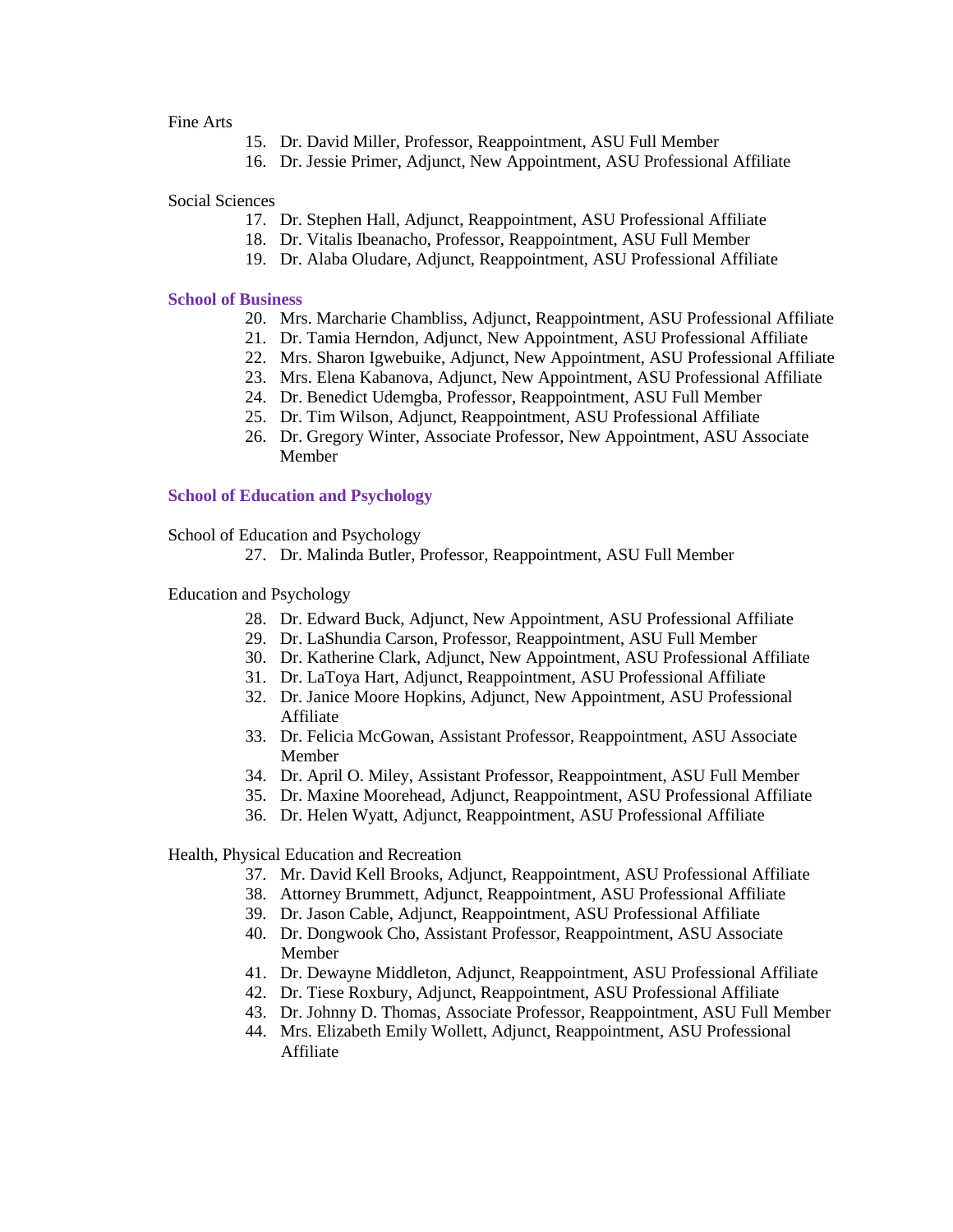Fine Arts

15. Dr. David Miller, Professor, Reappointment, ASU Full Member
16. Dr. Jessie Primer, Adjunct, New Appointment, ASU Professional Affiliate

Social Sciences

17. Dr. Stephen Hall, Adjunct, Reappointment, ASU Professional Affiliate
18. Dr. Vitalis Ibeanacho, Professor, Reappointment, ASU Full Member
19. Dr. Alaba Oludare, Adjunct, Reappointment, ASU Professional Affiliate

### School of Business

20. Mrs. Marcharie Chambliss, Adjunct, Reappointment, ASU Professional Affiliate
21. Dr. Tamia Herndon, Adjunct, New Appointment, ASU Professional Affiliate
22. Mrs. Sharon Igwebuike, Adjunct, New Appointment, ASU Professional Affiliate
23. Mrs. Elena Kabanova, Adjunct, New Appointment, ASU Professional Affiliate
24. Dr. Benedict Udemgba, Professor, Reappointment, ASU Full Member
25. Dr. Tim Wilson, Adjunct, Reappointment, ASU Professional Affiliate
26. Dr. Gregory Winter, Associate Professor, New Appointment, ASU Associate Member

### School of Education and Psychology

School of Education and Psychology

27. Dr. Malinda Butler, Professor, Reappointment, ASU Full Member

Education and Psychology

28. Dr. Edward Buck, Adjunct, New Appointment, ASU Professional Affiliate
29. Dr. LaShundia Carson, Professor, Reappointment, ASU Full Member
30. Dr. Katherine Clark, Adjunct, New Appointment, ASU Professional Affiliate
31. Dr. LaToya Hart, Adjunct, Reappointment, ASU Professional Affiliate
32. Dr. Janice Moore Hopkins, Adjunct, New Appointment, ASU Professional Affiliate
33. Dr. Felicia McGowan, Assistant Professor, Reappointment, ASU Associate Member
34. Dr. April O. Miley, Assistant Professor, Reappointment, ASU Full Member
35. Dr. Maxine Moorehead, Adjunct, Reappointment, ASU Professional Affiliate
36. Dr. Helen Wyatt, Adjunct, Reappointment, ASU Professional Affiliate

Health, Physical Education and Recreation

37. Mr. David Kell Brooks, Adjunct, Reappointment, ASU Professional Affiliate
38. Attorney Brummett, Adjunct, Reappointment, ASU Professional Affiliate
39. Dr. Jason Cable, Adjunct, Reappointment, ASU Professional Affiliate
40. Dr. Dongwook Cho, Assistant Professor, Reappointment, ASU Associate Member
41. Dr. Dewayne Middleton, Adjunct, Reappointment, ASU Professional Affiliate
42. Dr. Tiese Roxbury, Adjunct, Reappointment, ASU Professional Affiliate
43. Dr. Johnny D. Thomas, Associate Professor, Reappointment, ASU Full Member
44. Mrs. Elizabeth Emily Wollett, Adjunct, Reappointment, ASU Professional Affiliate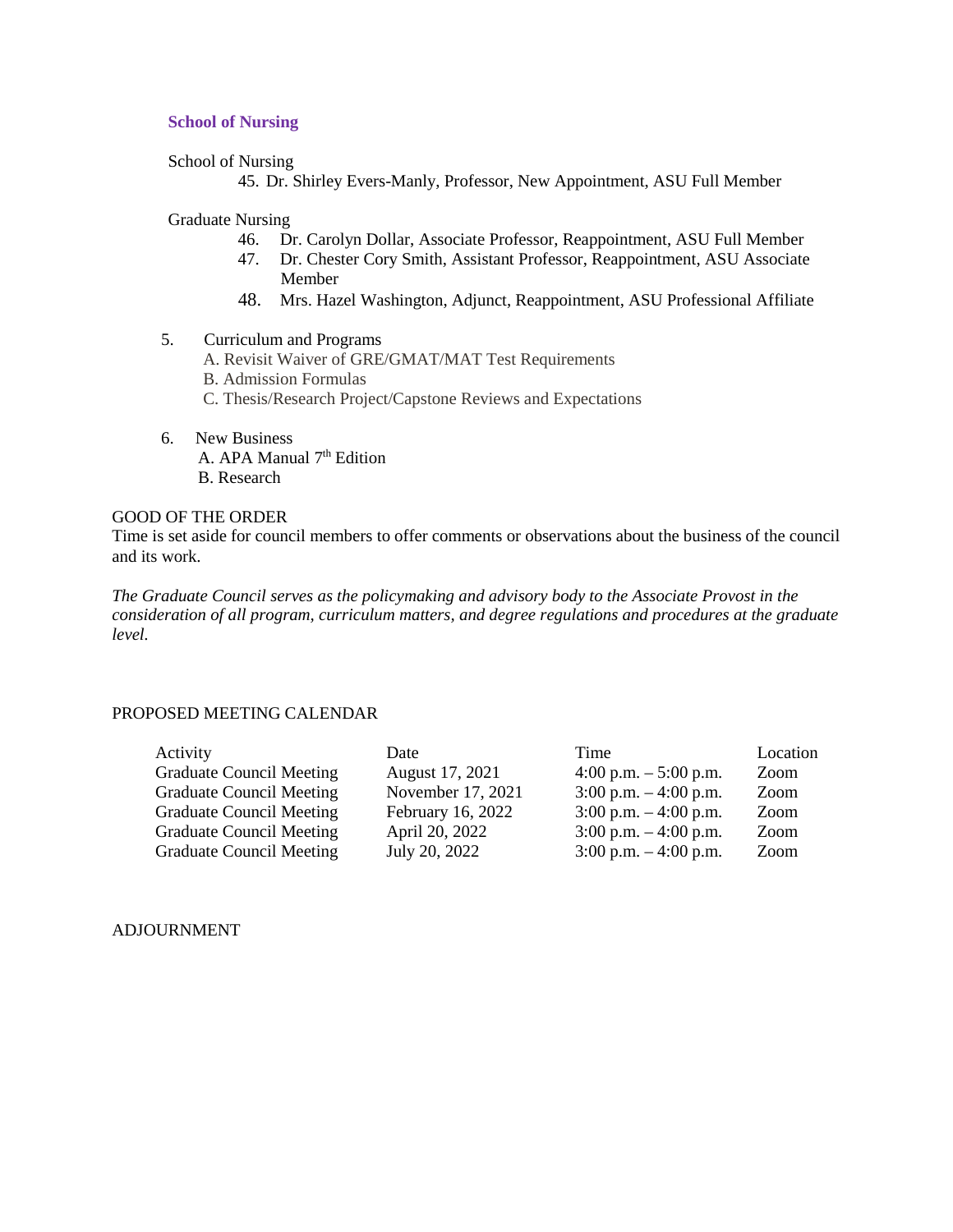### School of Nursing

School of Nursing

45. Dr. Shirley Evers-Manly, Professor, New Appointment, ASU Full Member

Graduate Nursing

46. Dr. Carolyn Dollar, Associate Professor, Reappointment, ASU Full Member
47. Dr. Chester Cory Smith, Assistant Professor, Reappointment, ASU Associate Member
48. Mrs. Hazel Washington, Adjunct, Reappointment, ASU Professional Affiliate

5. Curriculum and Programs
   A. Revisit Waiver of GRE/GMAT/MAT Test Requirements
   B. Admission Formulas
   C. Thesis/Research Project/Capstone Reviews and Expectations

6. New Business
   A. APA Manual 7th Edition
   B. Research

GOOD OF THE ORDER

Time is set aside for council members to offer comments or observations about the business of the council and its work.

*The Graduate Council serves as the policymaking and advisory body to the Associate Provost in the consideration of all program, curriculum matters, and degree regulations and procedures at the graduate level.*

PROPOSED MEETING CALENDAR

| Activity | Date | Time | Location |
|---|---|---|---|
| Graduate Council Meeting | August 17, 2021 | 4:00 p.m. – 5:00 p.m. | Zoom |
| Graduate Council Meeting | November 17, 2021 | 3:00 p.m. – 4:00 p.m. | Zoom |
| Graduate Council Meeting | February 16, 2022 | 3:00 p.m. – 4:00 p.m. | Zoom |
| Graduate Council Meeting | April 20, 2022 | 3:00 p.m. – 4:00 p.m. | Zoom |
| Graduate Council Meeting | July 20, 2022 | 3:00 p.m. – 4:00 p.m. | Zoom |

ADJOURNMENT